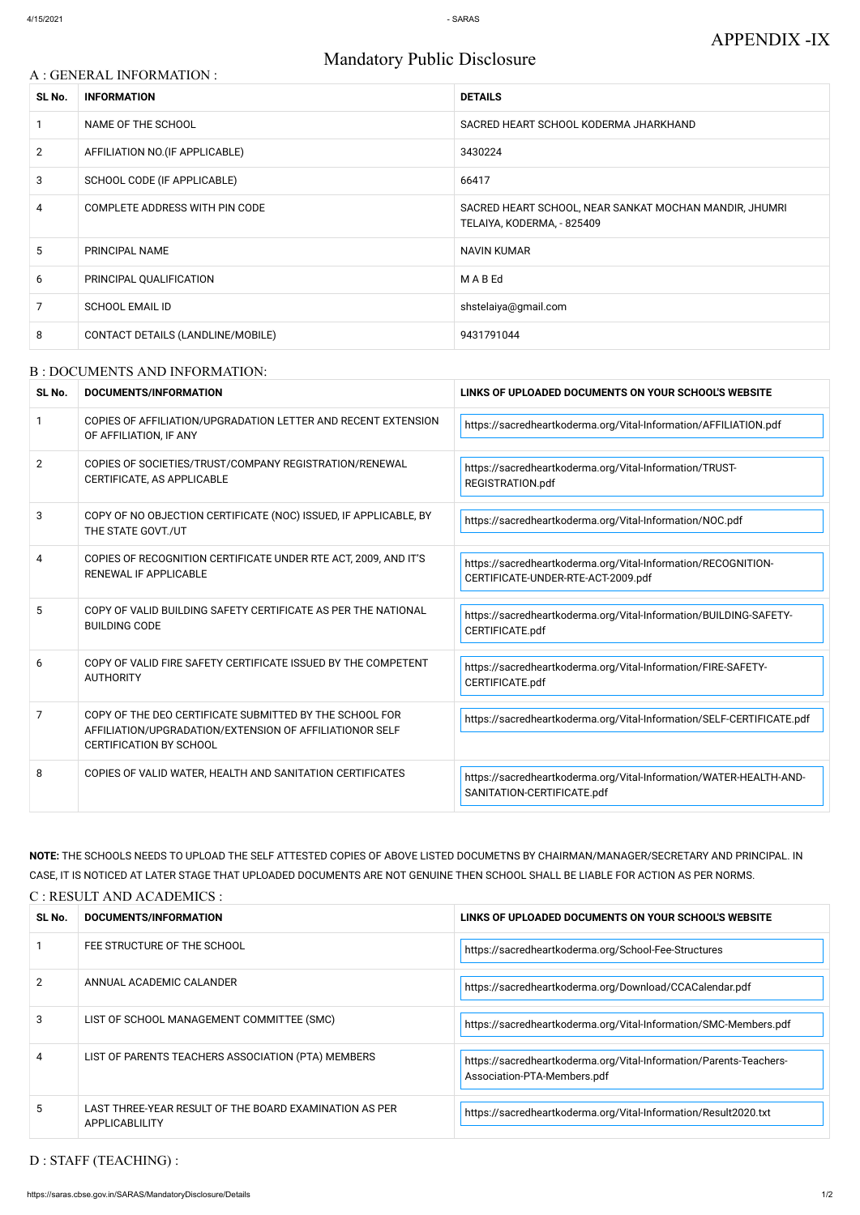APPENDIX -IX

# Mandatory Public Disclosure

## A : GENERAL INFORMATION :

| SL No. | INFORMATION | DETAILS |
|---|---|---|
| 1 | NAME OF THE SCHOOL | SACRED HEART SCHOOL KODERMA JHARKHAND |
| 2 | AFFILIATION NO.(IF APPLICABLE) | 3430224 |
| 3 | SCHOOL CODE (IF APPLICABLE) | 66417 |
| 4 | COMPLETE ADDRESS WITH PIN CODE | SACRED HEART SCHOOL, NEAR SANKAT MOCHAN MANDIR, JHUMRI TELAIYA, KODERMA, - 825409 |
| 5 | PRINCIPAL NAME | NAVIN KUMAR |
| 6 | PRINCIPAL QUALIFICATION | M A B Ed |
| 7 | SCHOOL EMAIL ID | shstelaiya@gmail.com |
| 8 | CONTACT DETAILS (LANDLINE/MOBILE) | 9431791044 |

## B : DOCUMENTS AND INFORMATION:

| SL No. | DOCUMENTS/INFORMATION | LINKS OF UPLOADED DOCUMENTS ON YOUR SCHOOL'S WEBSITE |
|---|---|---|
| 1 | COPIES OF AFFILIATION/UPGRADATION LETTER AND RECENT EXTENSION OF AFFILIATION, IF ANY | https://sacredheartkoderma.org/Vital-Information/AFFILIATION.pdf |
| 2 | COPIES OF SOCIETIES/TRUST/COMPANY REGISTRATION/RENEWAL CERTIFICATE, AS APPLICABLE | https://sacredheartkoderma.org/Vital-Information/TRUST-REGISTRATION.pdf |
| 3 | COPY OF NO OBJECTION CERTIFICATE (NOC) ISSUED, IF APPLICABLE, BY THE STATE GOVT./UT | https://sacredheartkoderma.org/Vital-Information/NOC.pdf |
| 4 | COPIES OF RECOGNITION CERTIFICATE UNDER RTE ACT, 2009, AND IT'S RENEWAL IF APPLICABLE | https://sacredheartkoderma.org/Vital-Information/RECOGNITION-CERTIFICATE-UNDER-RTE-ACT-2009.pdf |
| 5 | COPY OF VALID BUILDING SAFETY CERTIFICATE AS PER THE NATIONAL BUILDING CODE | https://sacredheartkoderma.org/Vital-Information/BUILDING-SAFETY-CERTIFICATE.pdf |
| 6 | COPY OF VALID FIRE SAFETY CERTIFICATE ISSUED BY THE COMPETENT AUTHORITY | https://sacredheartkoderma.org/Vital-Information/FIRE-SAFETY-CERTIFICATE.pdf |
| 7 | COPY OF THE DEO CERTIFICATE SUBMITTED BY THE SCHOOL FOR AFFILIATION/UPGRADATION/EXTENSION OF AFFILIATIONOR SELF CERTIFICATION BY SCHOOL | https://sacredheartkoderma.org/Vital-Information/SELF-CERTIFICATE.pdf |
| 8 | COPIES OF VALID WATER, HEALTH AND SANITATION CERTIFICATES | https://sacredheartkoderma.org/Vital-Information/WATER-HEALTH-AND-SANITATION-CERTIFICATE.pdf |

**NOTE:** THE SCHOOLS NEEDS TO UPLOAD THE SELF ATTESTED COPIES OF ABOVE LISTED DOCUMETNS BY CHAIRMAN/MANAGER/SECRETARY AND PRINCIPAL. IN CASE, IT IS NOTICED AT LATER STAGE THAT UPLOADED DOCUMENTS ARE NOT GENUINE THEN SCHOOL SHALL BE LIABLE FOR ACTION AS PER NORMS.

## C : RESULT AND ACADEMICS :

| SL No. | DOCUMENTS/INFORMATION | LINKS OF UPLOADED DOCUMENTS ON YOUR SCHOOL'S WEBSITE |
|---|---|---|
| 1 | FEE STRUCTURE OF THE SCHOOL | https://sacredheartkoderma.org/School-Fee-Structures |
| 2 | ANNUAL ACADEMIC CALANDER | https://sacredheartkoderma.org/Download/CCACalendar.pdf |
| 3 | LIST OF SCHOOL MANAGEMENT COMMITTEE (SMC) | https://sacredheartkoderma.org/Vital-Information/SMC-Members.pdf |
| 4 | LIST OF PARENTS TEACHERS ASSOCIATION (PTA) MEMBERS | https://sacredheartkoderma.org/Vital-Information/Parents-Teachers-Association-PTA-Members.pdf |
| 5 | LAST THREE-YEAR RESULT OF THE BOARD EXAMINATION AS PER APPLICABLILITY | https://sacredheartkoderma.org/Vital-Information/Result2020.txt |

## D : STAFF (TEACHING) :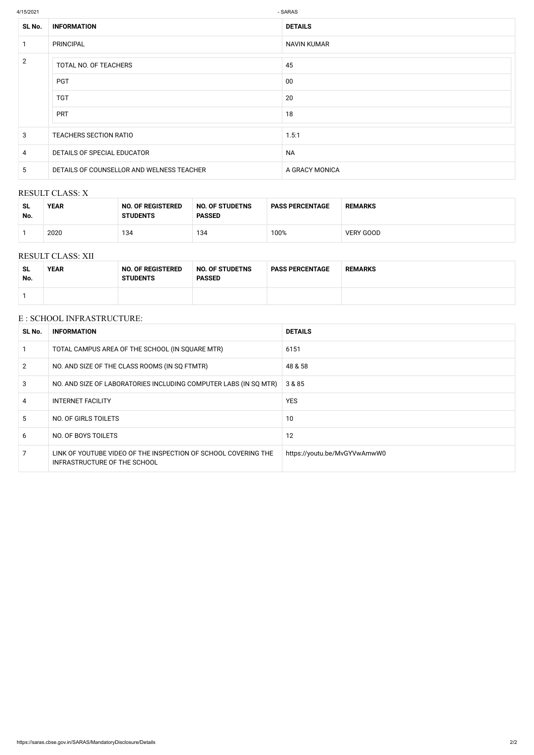| SL No. | INFORMATION | DETAILS |
|---|---|---|
| 1 | PRINCIPAL | NAVIN KUMAR |
| 2 | TOTAL NO. OF TEACHERS | 45 |
| | PGT | 00 |
| | TGT | 20 |
| | PRT | 18 |
| 3 | TEACHERS SECTION RATIO | 1.5:1 |
| 4 | DETAILS OF SPECIAL EDUCATOR | NA |
| 5 | DETAILS OF COUNSELLOR AND WELNESS TEACHER | A GRACY MONICA |

## RESULT CLASS: X

| SL No. | YEAR | NO. OF REGISTERED STUDENTS | NO. OF STUDETNS PASSED | PASS PERCENTAGE | REMARKS |
|---|---|---|---|---|---|
| 1 | 2020 | 134 | 134 | 100% | VERY GOOD |

## RESULT CLASS: XII

| SL No. | YEAR | NO. OF REGISTERED STUDENTS | NO. OF STUDETNS PASSED | PASS PERCENTAGE | REMARKS |
|---|---|---|---|---|---|
| 1 | | | | | |

## E : SCHOOL INFRASTRUCTURE:

| SL No. | INFORMATION | DETAILS |
|---|---|---|
| 1 | TOTAL CAMPUS AREA OF THE SCHOOL (IN SQUARE MTR) | 6151 |
| 2 | NO. AND SIZE OF THE CLASS ROOMS (IN SQ FTMTR) | 48 & 58 |
| 3 | NO. AND SIZE OF LABORATORIES INCLUDING COMPUTER LABS (IN SQ MTR) | 3 & 85 |
| 4 | INTERNET FACILITY | YES |
| 5 | NO. OF GIRLS TOILETS | 10 |
| 6 | NO. OF BOYS TOILETS | 12 |
| 7 | LINK OF YOUTUBE VIDEO OF THE INSPECTION OF SCHOOL COVERING THE INFRASTRUCTURE OF THE SCHOOL | https://youtu.be/MvGYVwAmwW0 |